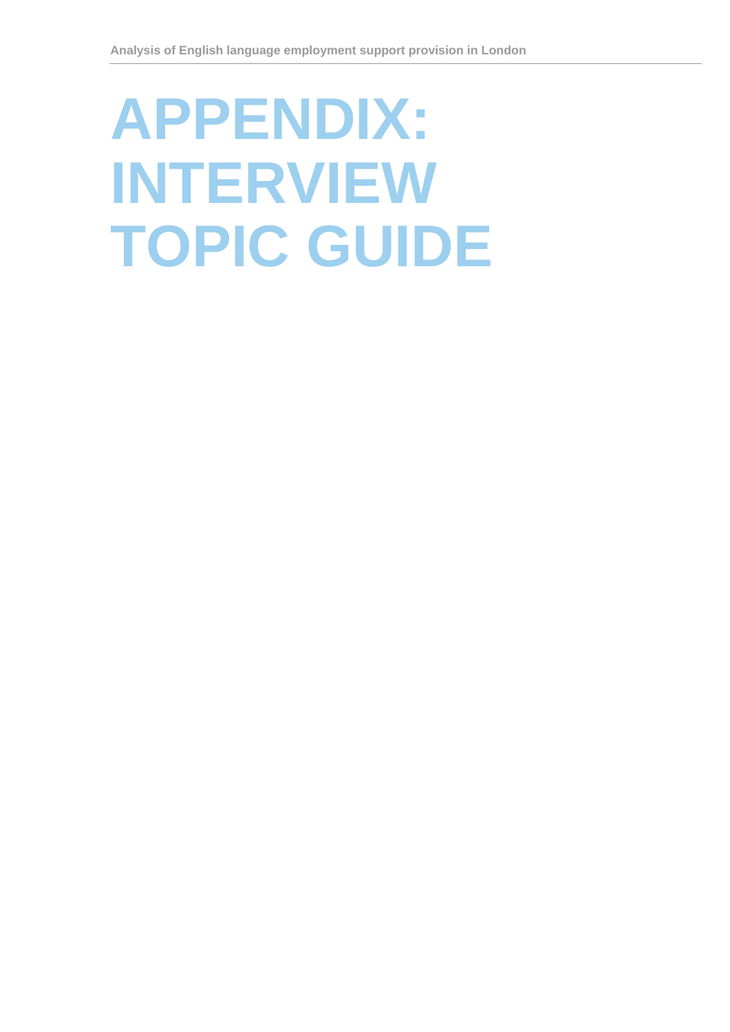# APPENDIX: INTERVIEW TOPIC GUIDE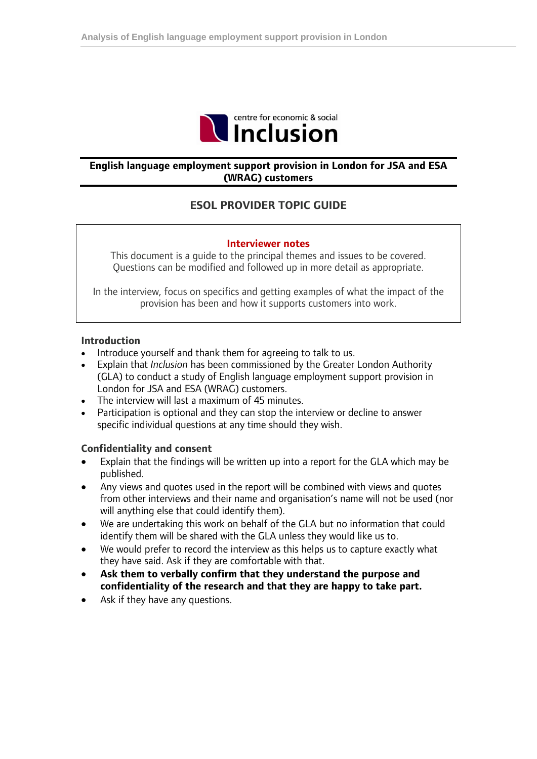centre for economic & social **Inclusion**

**English language employment support provision in London for JSA and ESA (WRAG) customers**

## ESOL PROVIDER TOPIC GUIDE

**Interviewer notes**

This document is a guide to the principal themes and issues to be covered. Questions can be modified and followed up in more detail as appropriate.

In the interview, focus on specifics and getting examples of what the impact of the provision has been and how it supports customers into work.

### Introduction

- Introduce yourself and thank them for agreeing to talk to us.
- Explain that *Inclusion* has been commissioned by the Greater London Authority (GLA) to conduct a study of English language employment support provision in London for JSA and ESA (WRAG) customers.
- The interview will last a maximum of 45 minutes.
- Participation is optional and they can stop the interview or decline to answer specific individual questions at any time should they wish.

### Confidentiality and consent

- Explain that the findings will be written up into a report for the GLA which may be published.
- Any views and quotes used in the report will be combined with views and quotes from other interviews and their name and organisation's name will not be used (nor will anything else that could identify them).
- We are undertaking this work on behalf of the GLA but no information that could identify them will be shared with the GLA unless they would like us to.
- We would prefer to record the interview as this helps us to capture exactly what they have said. Ask if they are comfortable with that.
- **Ask them to verbally confirm that they understand the purpose and confidentiality of the research and that they are happy to take part.**
- Ask if they have any questions.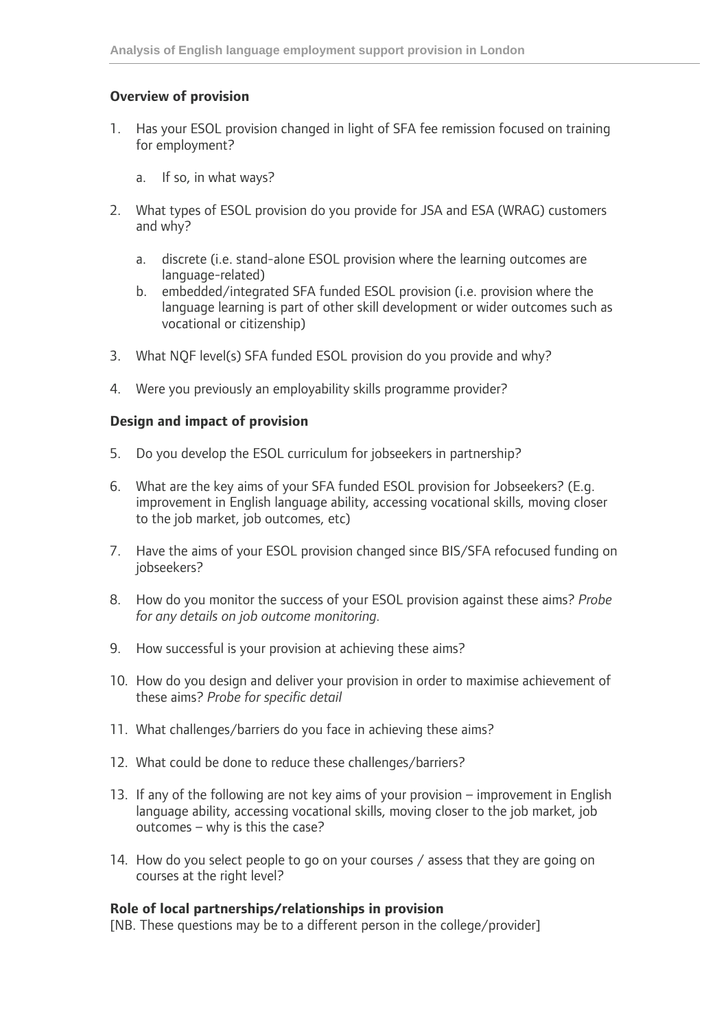**Overview of provision**

1. Has your ESOL provision changed in light of SFA fee remission focused on training for employment?

   a. If so, in what ways?

2. What types of ESOL provision do you provide for JSA and ESA (WRAG) customers and why?

   a. discrete (i.e. stand-alone ESOL provision where the learning outcomes are language-related)
   b. embedded/integrated SFA funded ESOL provision (i.e. provision where the language learning is part of other skill development or wider outcomes such as vocational or citizenship)

3. What NQF level(s) SFA funded ESOL provision do you provide and why?

4. Were you previously an employability skills programme provider?

**Design and impact of provision**

5. Do you develop the ESOL curriculum for jobseekers in partnership?

6. What are the key aims of your SFA funded ESOL provision for Jobseekers? (E.g. improvement in English language ability, accessing vocational skills, moving closer to the job market, job outcomes, etc)

7. Have the aims of your ESOL provision changed since BIS/SFA refocused funding on jobseekers?

8. How do you monitor the success of your ESOL provision against these aims? *Probe for any details on job outcome monitoring.*

9. How successful is your provision at achieving these aims?

10. How do you design and deliver your provision in order to maximise achievement of these aims? *Probe for specific detail*

11. What challenges/barriers do you face in achieving these aims?

12. What could be done to reduce these challenges/barriers?

13. If any of the following are not key aims of your provision – improvement in English language ability, accessing vocational skills, moving closer to the job market, job outcomes – why is this the case?

14. How do you select people to go on your courses / assess that they are going on courses at the right level?

**Role of local partnerships/relationships in provision**

[NB. These questions may be to a different person in the college/provider]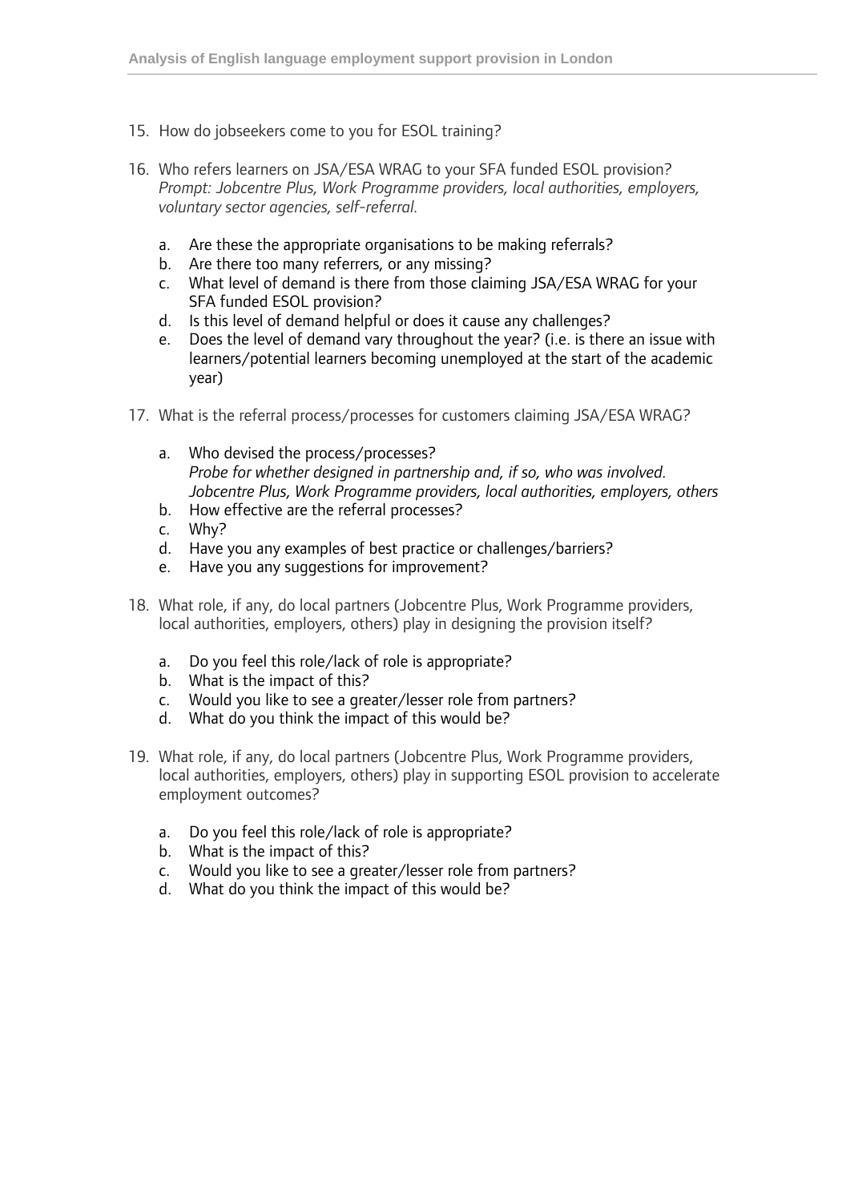15. How do jobseekers come to you for ESOL training?

16. Who refers learners on JSA/ESA WRAG to your SFA funded ESOL provision?
    *Prompt: Jobcentre Plus, Work Programme providers, local authorities, employers, voluntary sector agencies, self-referral.*

    a. Are these the appropriate organisations to be making referrals?
    b. Are there too many referrers, or any missing?
    c. What level of demand is there from those claiming JSA/ESA WRAG for your SFA funded ESOL provision?
    d. Is this level of demand helpful or does it cause any challenges?
    e. Does the level of demand vary throughout the year? (i.e. is there an issue with learners/potential learners becoming unemployed at the start of the academic year)

17. What is the referral process/processes for customers claiming JSA/ESA WRAG?

    a. Who devised the process/processes?
       *Probe for whether designed in partnership and, if so, who was involved. Jobcentre Plus, Work Programme providers, local authorities, employers, others*
    b. How effective are the referral processes?
    c. Why?
    d. Have you any examples of best practice or challenges/barriers?
    e. Have you any suggestions for improvement?

18. What role, if any, do local partners (Jobcentre Plus, Work Programme providers, local authorities, employers, others) play in designing the provision itself?

    a. Do you feel this role/lack of role is appropriate?
    b. What is the impact of this?
    c. Would you like to see a greater/lesser role from partners?
    d. What do you think the impact of this would be?

19. What role, if any, do local partners (Jobcentre Plus, Work Programme providers, local authorities, employers, others) play in supporting ESOL provision to accelerate employment outcomes?

    a. Do you feel this role/lack of role is appropriate?
    b. What is the impact of this?
    c. Would you like to see a greater/lesser role from partners?
    d. What do you think the impact of this would be?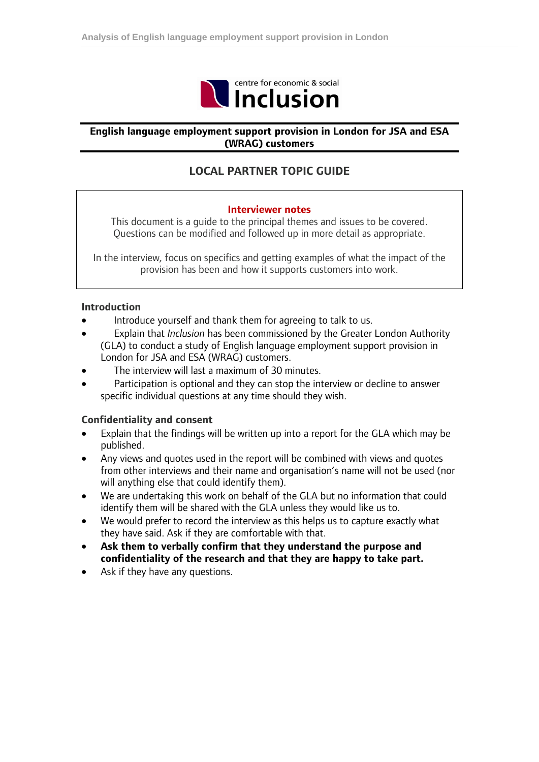centre for economic & social **Inclusion**

**English language employment support provision in London for JSA and ESA (WRAG) customers**

## LOCAL PARTNER TOPIC GUIDE

**Interviewer notes**

This document is a guide to the principal themes and issues to be covered. Questions can be modified and followed up in more detail as appropriate.

In the interview, focus on specifics and getting examples of what the impact of the provision has been and how it supports customers into work.

### Introduction

- Introduce yourself and thank them for agreeing to talk to us.
- Explain that *Inclusion* has been commissioned by the Greater London Authority (GLA) to conduct a study of English language employment support provision in London for JSA and ESA (WRAG) customers.
- The interview will last a maximum of 30 minutes.
- Participation is optional and they can stop the interview or decline to answer specific individual questions at any time should they wish.

### Confidentiality and consent

- Explain that the findings will be written up into a report for the GLA which may be published.
- Any views and quotes used in the report will be combined with views and quotes from other interviews and their name and organisation's name will not be used (nor will anything else that could identify them).
- We are undertaking this work on behalf of the GLA but no information that could identify them will be shared with the GLA unless they would like us to.
- We would prefer to record the interview as this helps us to capture exactly what they have said. Ask if they are comfortable with that.
- **Ask them to verbally confirm that they understand the purpose and confidentiality of the research and that they are happy to take part.**
- Ask if they have any questions.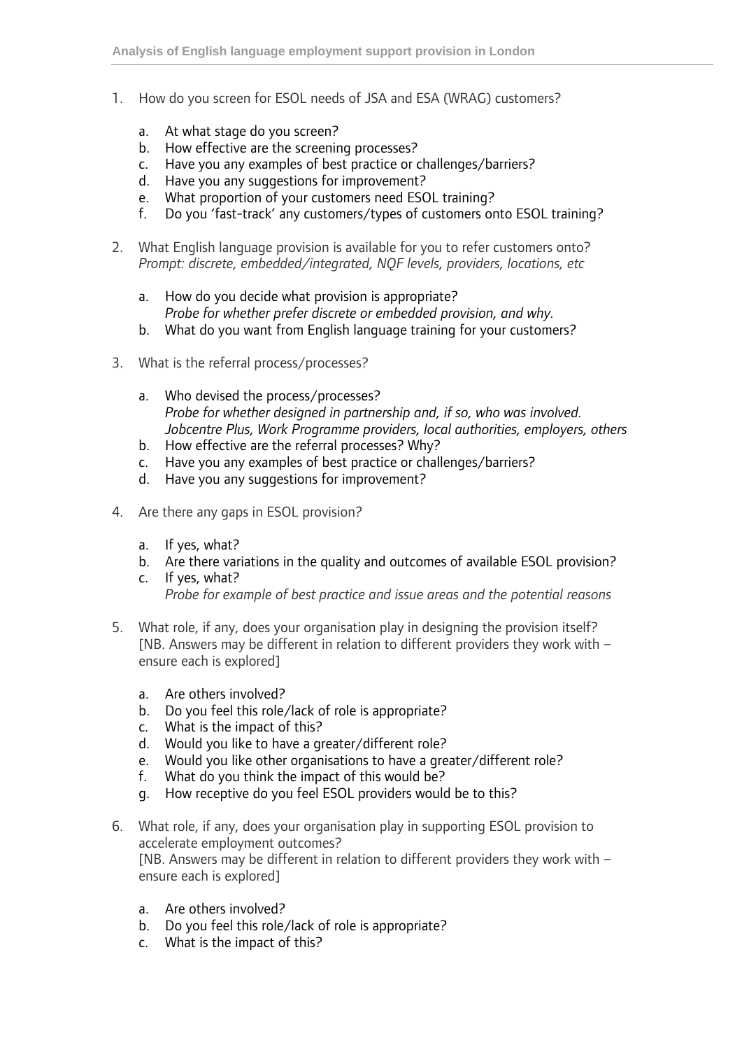1. How do you screen for ESOL needs of JSA and ESA (WRAG) customers?

    a. At what stage do you screen?
    b. How effective are the screening processes?
    c. Have you any examples of best practice or challenges/barriers?
    d. Have you any suggestions for improvement?
    e. What proportion of your customers need ESOL training?
    f. Do you 'fast-track' any customers/types of customers onto ESOL training?

2. What English language provision is available for you to refer customers onto?
   *Prompt: discrete, embedded/integrated, NQF levels, providers, locations, etc*

    a. How do you decide what provision is appropriate?
       *Probe for whether prefer discrete or embedded provision, and why.*
    b. What do you want from English language training for your customers?

3. What is the referral process/processes?

    a. Who devised the process/processes?
       *Probe for whether designed in partnership and, if so, who was involved. Jobcentre Plus, Work Programme providers, local authorities, employers, others*
    b. How effective are the referral processes? Why?
    c. Have you any examples of best practice or challenges/barriers?
    d. Have you any suggestions for improvement?

4. Are there any gaps in ESOL provision?

    a. If yes, what?
    b. Are there variations in the quality and outcomes of available ESOL provision?
    c. If yes, what?
       *Probe for example of best practice and issue areas and the potential reasons*

5. What role, if any, does your organisation play in designing the provision itself?
   [NB. Answers may be different in relation to different providers they work with – ensure each is explored]

    a. Are others involved?
    b. Do you feel this role/lack of role is appropriate?
    c. What is the impact of this?
    d. Would you like to have a greater/different role?
    e. Would you like other organisations to have a greater/different role?
    f. What do you think the impact of this would be?
    g. How receptive do you feel ESOL providers would be to this?

6. What role, if any, does your organisation play in supporting ESOL provision to accelerate employment outcomes?
   [NB. Answers may be different in relation to different providers they work with – ensure each is explored]

    a. Are others involved?
    b. Do you feel this role/lack of role is appropriate?
    c. What is the impact of this?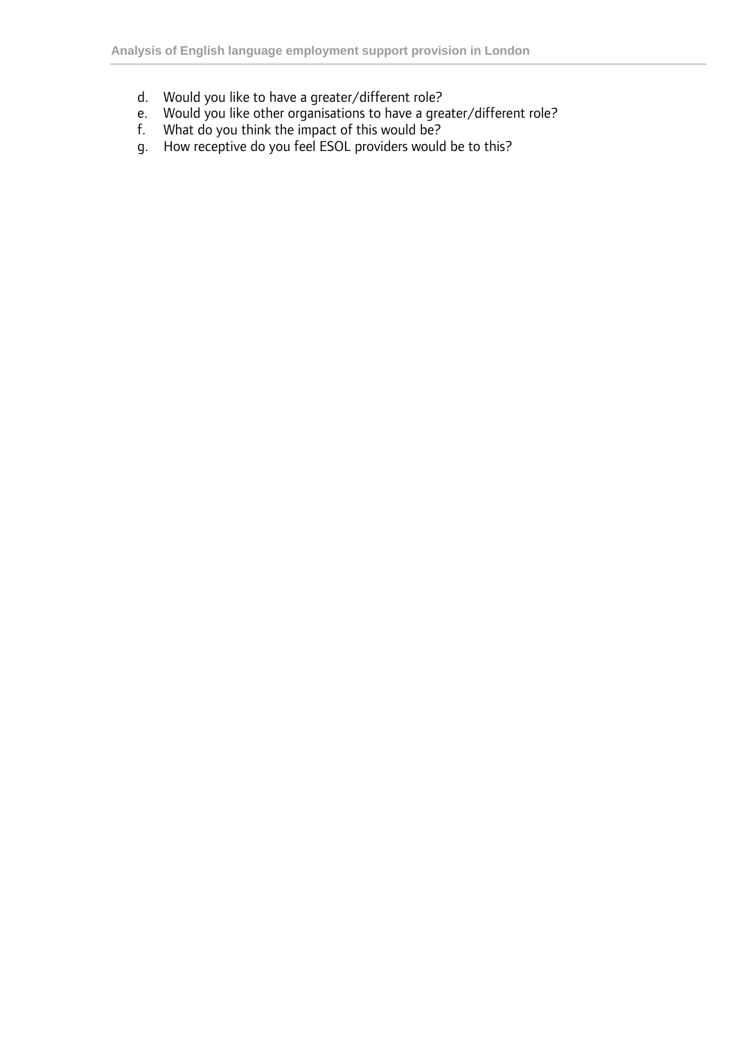d. Would you like to have a greater/different role?
e. Would you like other organisations to have a greater/different role?
f. What do you think the impact of this would be?
g. How receptive do you feel ESOL providers would be to this?